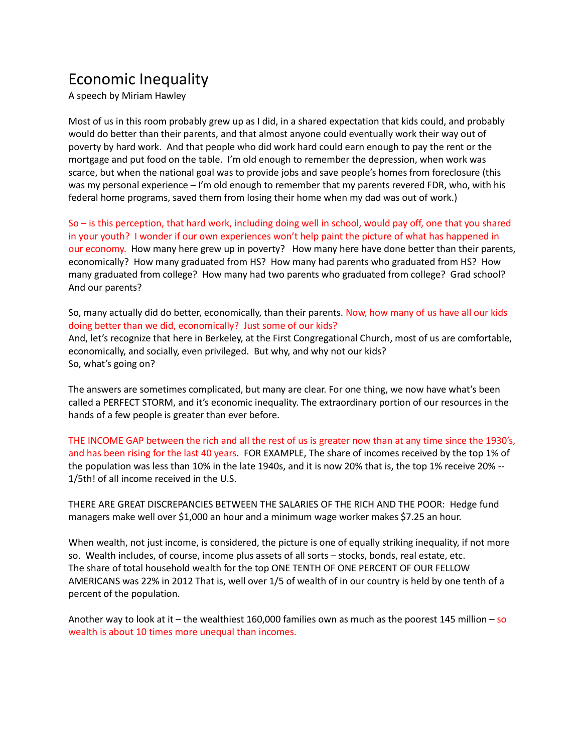# Economic Inequality

A speech by Miriam Hawley

Most of us in this room probably grew up as I did, in a shared expectation that kids could, and probably would do better than their parents, and that almost anyone could eventually work their way out of poverty by hard work. And that people who did work hard could earn enough to pay the rent or the mortgage and put food on the table. I'm old enough to remember the depression, when work was scarce, but when the national goal was to provide jobs and save people's homes from foreclosure (this was my personal experience – I'm old enough to remember that my parents revered FDR, who, with his federal home programs, saved them from losing their home when my dad was out of work.)

So – is this perception, that hard work, including doing well in school, would pay off, one that you shared in your youth? I wonder if our own experiences won't help paint the picture of what has happened in our economy. How many here grew up in poverty? How many here have done better than their parents, economically? How many graduated from HS? How many had parents who graduated from HS? How many graduated from college? How many had two parents who graduated from college? Grad school? And our parents?

So, many actually did do better, economically, than their parents. Now, how many of us have all our kids doing better than we did, economically? Just some of our kids?
And, let's recognize that here in Berkeley, at the First Congregational Church, most of us are comfortable, economically, and socially, even privileged. But why, and why not our kids?
So, what's going on?

The answers are sometimes complicated, but many are clear. For one thing, we now have what's been called a PERFECT STORM, and it's economic inequality. The extraordinary portion of our resources in the hands of a few people is greater than ever before.

THE INCOME GAP between the rich and all the rest of us is greater now than at any time since the 1930's, and has been rising for the last 40 years. FOR EXAMPLE, The share of incomes received by the top 1% of the population was less than 10% in the late 1940s, and it is now 20% that is, the top 1% receive 20% -- 1/5th! of all income received in the U.S.

THERE ARE GREAT DISCREPANCIES BETWEEN THE SALARIES OF THE RICH AND THE POOR: Hedge fund managers make well over $1,000 an hour and a minimum wage worker makes $7.25 an hour.

When wealth, not just income, is considered, the picture is one of equally striking inequality, if not more so. Wealth includes, of course, income plus assets of all sorts – stocks, bonds, real estate, etc.
The share of total household wealth for the top ONE TENTH OF ONE PERCENT OF OUR FELLOW AMERICANS was 22% in 2012 That is, well over 1/5 of wealth of in our country is held by one tenth of a percent of the population.

Another way to look at it – the wealthiest 160,000 families own as much as the poorest 145 million – so wealth is about 10 times more unequal than incomes.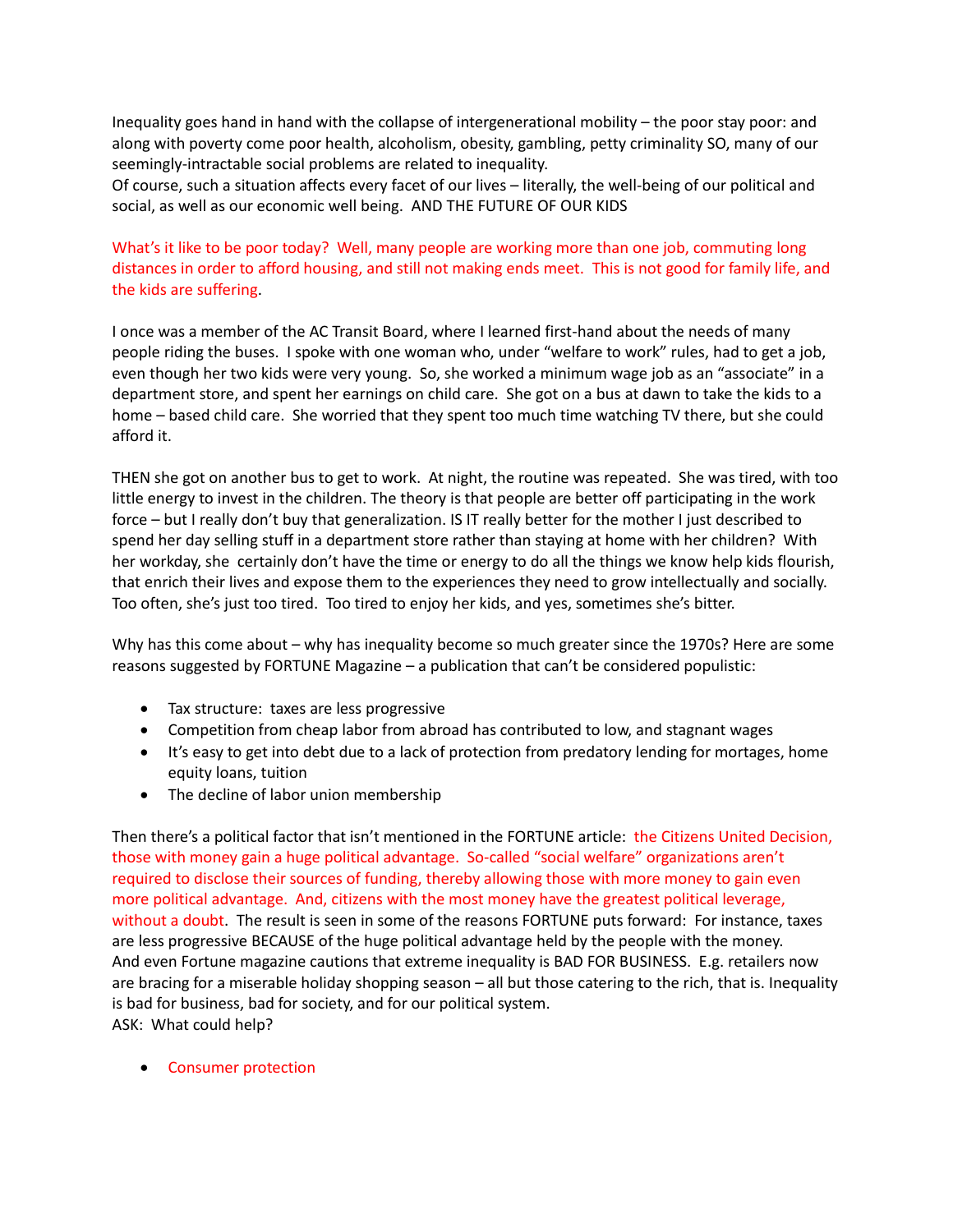Inequality goes hand in hand with the collapse of intergenerational mobility – the poor stay poor: and along with poverty come poor health, alcoholism, obesity, gambling, petty criminality SO, many of our seemingly-intractable social problems are related to inequality.
Of course, such a situation affects every facet of our lives – literally, the well-being of our political and social, as well as our economic well being. AND THE FUTURE OF OUR KIDS

What's it like to be poor today? Well, many people are working more than one job, commuting long distances in order to afford housing, and still not making ends meet. This is not good for family life, and the kids are suffering.

I once was a member of the AC Transit Board, where I learned first-hand about the needs of many people riding the buses. I spoke with one woman who, under "welfare to work" rules, had to get a job, even though her two kids were very young. So, she worked a minimum wage job as an "associate" in a department store, and spent her earnings on child care. She got on a bus at dawn to take the kids to a home – based child care. She worried that they spent too much time watching TV there, but she could afford it.

THEN she got on another bus to get to work. At night, the routine was repeated. She was tired, with too little energy to invest in the children. The theory is that people are better off participating in the work force – but I really don't buy that generalization. IS IT really better for the mother I just described to spend her day selling stuff in a department store rather than staying at home with her children? With her workday, she certainly don't have the time or energy to do all the things we know help kids flourish, that enrich their lives and expose them to the experiences they need to grow intellectually and socially. Too often, she's just too tired. Too tired to enjoy her kids, and yes, sometimes she's bitter.

Why has this come about – why has inequality become so much greater since the 1970s? Here are some reasons suggested by FORTUNE Magazine – a publication that can't be considered populistic:

- Tax structure: taxes are less progressive
- Competition from cheap labor from abroad has contributed to low, and stagnant wages
- It's easy to get into debt due to a lack of protection from predatory lending for mortages, home equity loans, tuition
- The decline of labor union membership

Then there's a political factor that isn't mentioned in the FORTUNE article: the Citizens United Decision, those with money gain a huge political advantage. So-called "social welfare" organizations aren't required to disclose their sources of funding, thereby allowing those with more money to gain even more political advantage. And, citizens with the most money have the greatest political leverage, without a doubt. The result is seen in some of the reasons FORTUNE puts forward: For instance, taxes are less progressive BECAUSE of the huge political advantage held by the people with the money.
And even Fortune magazine cautions that extreme inequality is BAD FOR BUSINESS. E.g. retailers now are bracing for a miserable holiday shopping season – all but those catering to the rich, that is. Inequality is bad for business, bad for society, and for our political system.
ASK: What could help?

- Consumer protection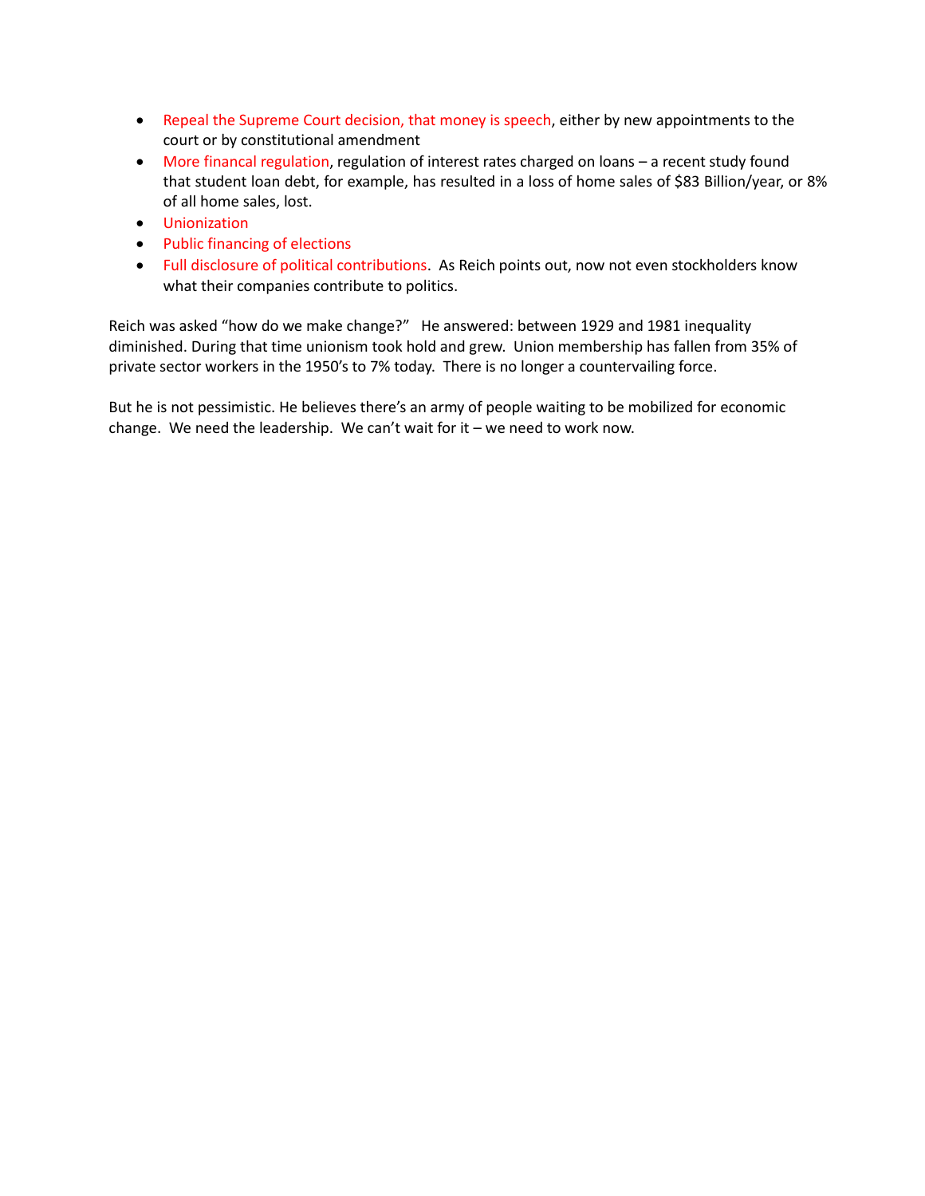- Repeal the Supreme Court decision, that money is speech, either by new appointments to the court or by constitutional amendment
- More financal regulation, regulation of interest rates charged on loans – a recent study found that student loan debt, for example, has resulted in a loss of home sales of $83 Billion/year, or 8% of all home sales, lost.
- Unionization
- Public financing of elections
- Full disclosure of political contributions. As Reich points out, now not even stockholders know what their companies contribute to politics.

Reich was asked "how do we make change?" He answered: between 1929 and 1981 inequality diminished. During that time unionism took hold and grew. Union membership has fallen from 35% of private sector workers in the 1950's to 7% today. There is no longer a countervailing force.

But he is not pessimistic. He believes there's an army of people waiting to be mobilized for economic change. We need the leadership. We can't wait for it – we need to work now.